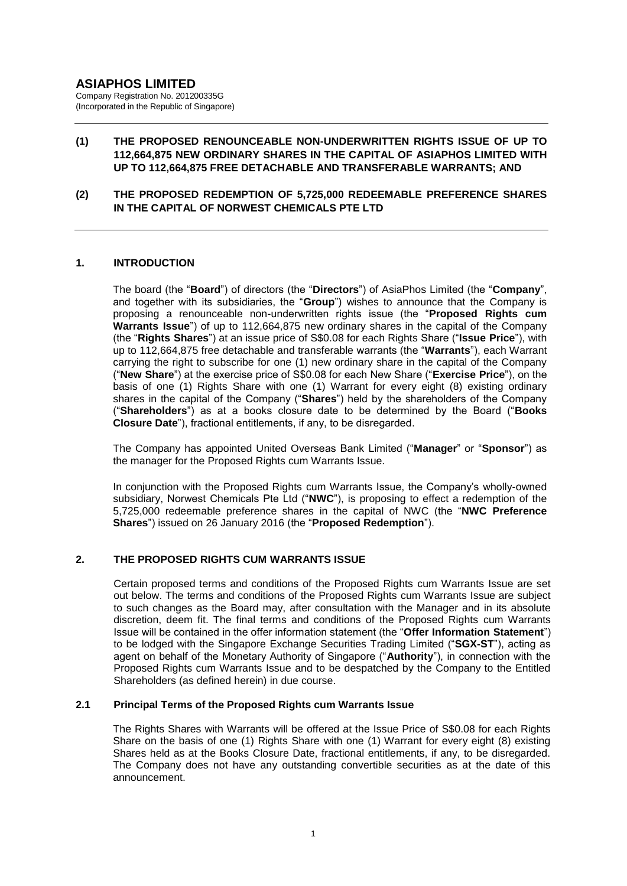# ASIAPHOS LIMITED

Company Registration No. 201200335G
(Incorporated in the Republic of Singapore)

**(1) THE PROPOSED RENOUNCEABLE NON-UNDERWRITTEN RIGHTS ISSUE OF UP TO 112,664,875 NEW ORDINARY SHARES IN THE CAPITAL OF ASIAPHOS LIMITED WITH UP TO 112,664,875 FREE DETACHABLE AND TRANSFERABLE WARRANTS; AND**

**(2) THE PROPOSED REDEMPTION OF 5,725,000 REDEEMABLE PREFERENCE SHARES IN THE CAPITAL OF NORWEST CHEMICALS PTE LTD**

## 1. INTRODUCTION

The board (the "**Board**") of directors (the "**Directors**") of AsiaPhos Limited (the "**Company**", and together with its subsidiaries, the "**Group**") wishes to announce that the Company is proposing a renounceable non-underwritten rights issue (the "**Proposed Rights cum Warrants Issue**") of up to 112,664,875 new ordinary shares in the capital of the Company (the "**Rights Shares**") at an issue price of S$0.08 for each Rights Share ("**Issue Price**"), with up to 112,664,875 free detachable and transferable warrants (the "**Warrants**"), each Warrant carrying the right to subscribe for one (1) new ordinary share in the capital of the Company ("**New Share**") at the exercise price of S$0.08 for each New Share ("**Exercise Price**"), on the basis of one (1) Rights Share with one (1) Warrant for every eight (8) existing ordinary shares in the capital of the Company ("**Shares**") held by the shareholders of the Company ("**Shareholders**") as at a books closure date to be determined by the Board ("**Books Closure Date**"), fractional entitlements, if any, to be disregarded.

The Company has appointed United Overseas Bank Limited ("**Manager**" or "**Sponsor**") as the manager for the Proposed Rights cum Warrants Issue.

In conjunction with the Proposed Rights cum Warrants Issue, the Company's wholly-owned subsidiary, Norwest Chemicals Pte Ltd ("**NWC**"), is proposing to effect a redemption of the 5,725,000 redeemable preference shares in the capital of NWC (the "**NWC Preference Shares**") issued on 26 January 2016 (the "**Proposed Redemption**").

## 2. THE PROPOSED RIGHTS CUM WARRANTS ISSUE

Certain proposed terms and conditions of the Proposed Rights cum Warrants Issue are set out below. The terms and conditions of the Proposed Rights cum Warrants Issue are subject to such changes as the Board may, after consultation with the Manager and in its absolute discretion, deem fit. The final terms and conditions of the Proposed Rights cum Warrants Issue will be contained in the offer information statement (the "**Offer Information Statement**") to be lodged with the Singapore Exchange Securities Trading Limited ("**SGX-ST**"), acting as agent on behalf of the Monetary Authority of Singapore ("**Authority**"), in connection with the Proposed Rights cum Warrants Issue and to be despatched by the Company to the Entitled Shareholders (as defined herein) in due course.

### 2.1 Principal Terms of the Proposed Rights cum Warrants Issue

The Rights Shares with Warrants will be offered at the Issue Price of S$0.08 for each Rights Share on the basis of one (1) Rights Share with one (1) Warrant for every eight (8) existing Shares held as at the Books Closure Date, fractional entitlements, if any, to be disregarded. The Company does not have any outstanding convertible securities as at the date of this announcement.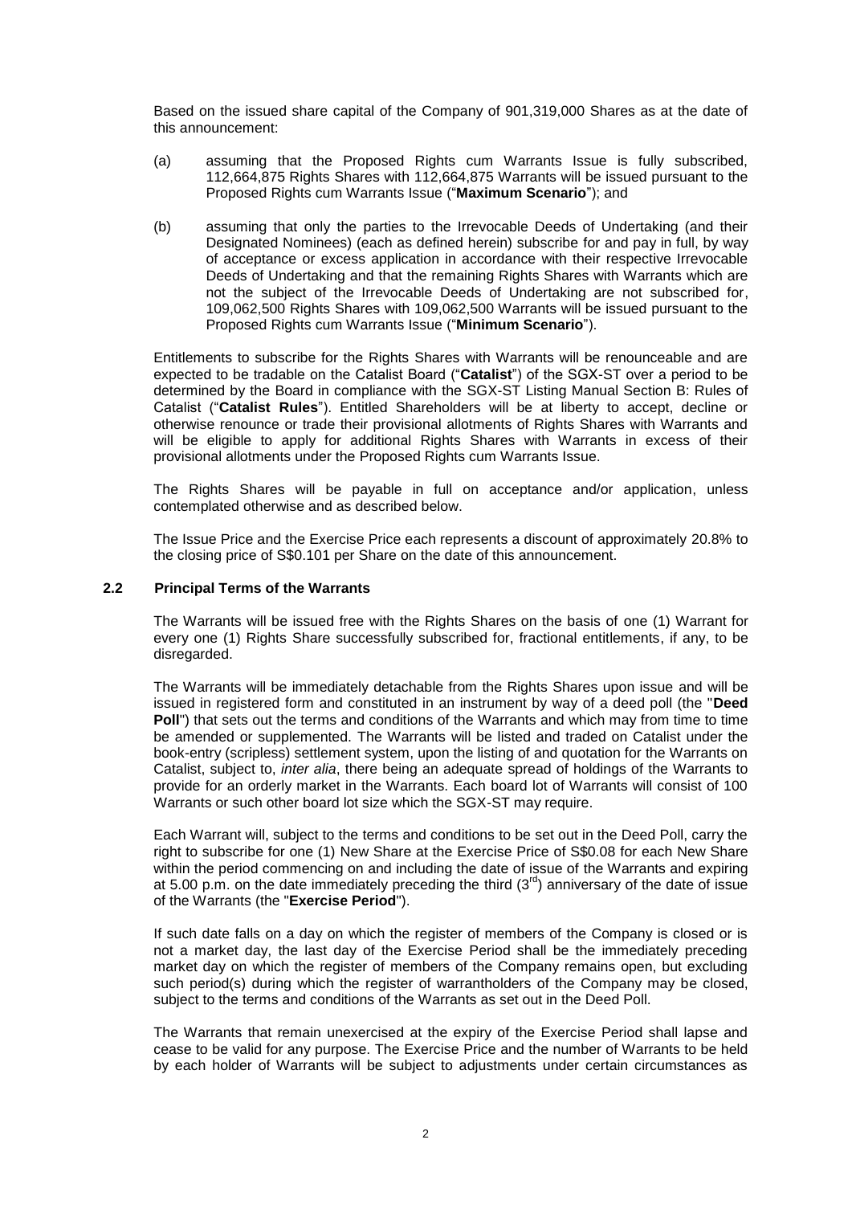Based on the issued share capital of the Company of 901,319,000 Shares as at the date of this announcement:

(a) assuming that the Proposed Rights cum Warrants Issue is fully subscribed, 112,664,875 Rights Shares with 112,664,875 Warrants will be issued pursuant to the Proposed Rights cum Warrants Issue ("**Maximum Scenario**"); and

(b) assuming that only the parties to the Irrevocable Deeds of Undertaking (and their Designated Nominees) (each as defined herein) subscribe for and pay in full, by way of acceptance or excess application in accordance with their respective Irrevocable Deeds of Undertaking and that the remaining Rights Shares with Warrants which are not the subject of the Irrevocable Deeds of Undertaking are not subscribed for, 109,062,500 Rights Shares with 109,062,500 Warrants will be issued pursuant to the Proposed Rights cum Warrants Issue ("**Minimum Scenario**").

Entitlements to subscribe for the Rights Shares with Warrants will be renounceable and are expected to be tradable on the Catalist Board ("**Catalist**") of the SGX-ST over a period to be determined by the Board in compliance with the SGX-ST Listing Manual Section B: Rules of Catalist ("**Catalist Rules**"). Entitled Shareholders will be at liberty to accept, decline or otherwise renounce or trade their provisional allotments of Rights Shares with Warrants and will be eligible to apply for additional Rights Shares with Warrants in excess of their provisional allotments under the Proposed Rights cum Warrants Issue.

The Rights Shares will be payable in full on acceptance and/or application, unless contemplated otherwise and as described below.

The Issue Price and the Exercise Price each represents a discount of approximately 20.8% to the closing price of S$0.101 per Share on the date of this announcement.

### 2.2 Principal Terms of the Warrants

The Warrants will be issued free with the Rights Shares on the basis of one (1) Warrant for every one (1) Rights Share successfully subscribed for, fractional entitlements, if any, to be disregarded.

The Warrants will be immediately detachable from the Rights Shares upon issue and will be issued in registered form and constituted in an instrument by way of a deed poll (the "**Deed Poll**") that sets out the terms and conditions of the Warrants and which may from time to time be amended or supplemented. The Warrants will be listed and traded on Catalist under the book-entry (scripless) settlement system, upon the listing of and quotation for the Warrants on Catalist, subject to, *inter alia*, there being an adequate spread of holdings of the Warrants to provide for an orderly market in the Warrants. Each board lot of Warrants will consist of 100 Warrants or such other board lot size which the SGX-ST may require.

Each Warrant will, subject to the terms and conditions to be set out in the Deed Poll, carry the right to subscribe for one (1) New Share at the Exercise Price of S$0.08 for each New Share within the period commencing on and including the date of issue of the Warrants and expiring at 5.00 p.m. on the date immediately preceding the third (3rd) anniversary of the date of issue of the Warrants (the "**Exercise Period**").

If such date falls on a day on which the register of members of the Company is closed or is not a market day, the last day of the Exercise Period shall be the immediately preceding market day on which the register of members of the Company remains open, but excluding such period(s) during which the register of warrantholders of the Company may be closed, subject to the terms and conditions of the Warrants as set out in the Deed Poll.

The Warrants that remain unexercised at the expiry of the Exercise Period shall lapse and cease to be valid for any purpose. The Exercise Price and the number of Warrants to be held by each holder of Warrants will be subject to adjustments under certain circumstances as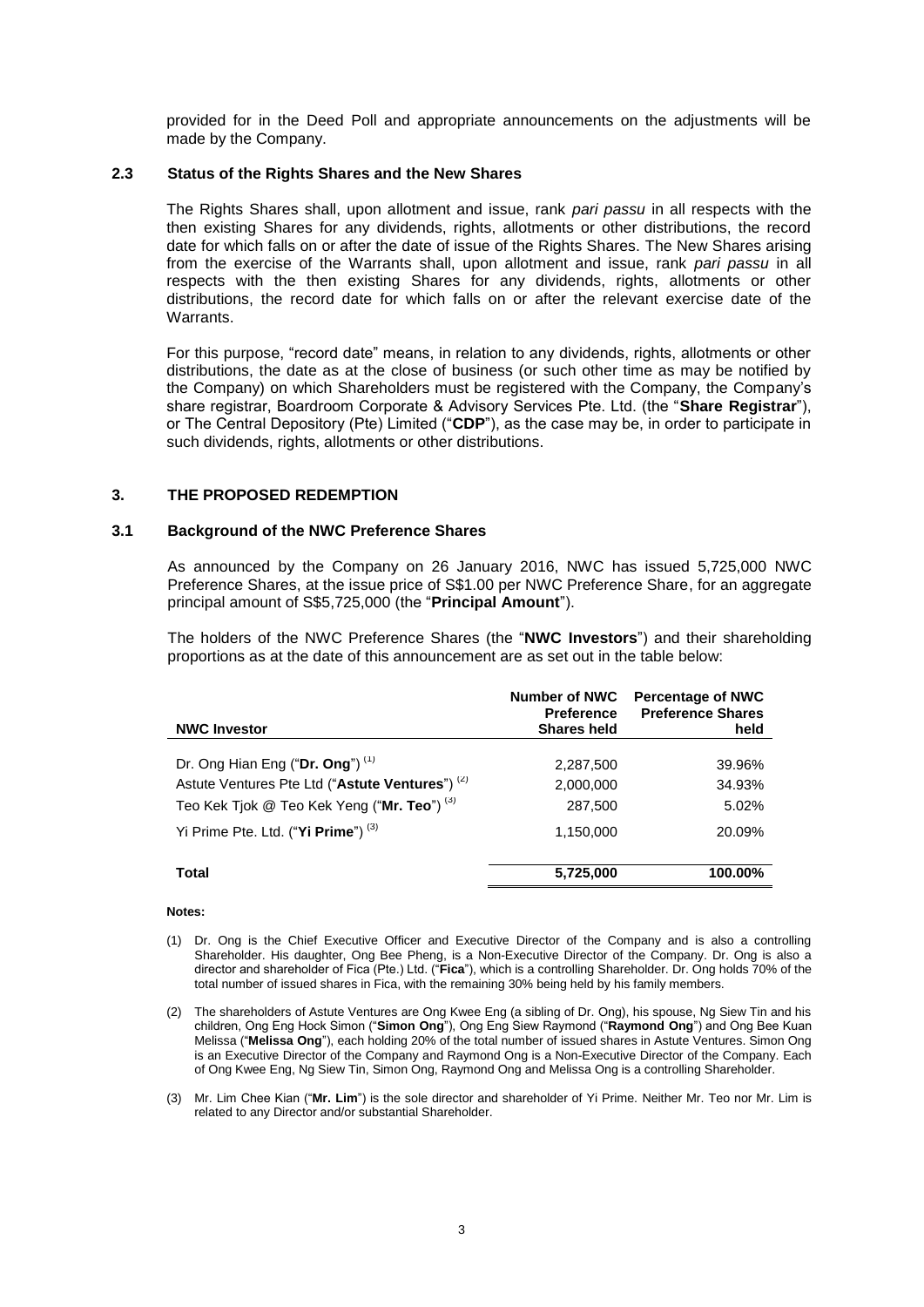provided for in the Deed Poll and appropriate announcements on the adjustments will be made by the Company.

### 2.3 Status of the Rights Shares and the New Shares

The Rights Shares shall, upon allotment and issue, rank *pari passu* in all respects with the then existing Shares for any dividends, rights, allotments or other distributions, the record date for which falls on or after the date of issue of the Rights Shares. The New Shares arising from the exercise of the Warrants shall, upon allotment and issue, rank *pari passu* in all respects with the then existing Shares for any dividends, rights, allotments or other distributions, the record date for which falls on or after the relevant exercise date of the Warrants.

For this purpose, "record date" means, in relation to any dividends, rights, allotments or other distributions, the date as at the close of business (or such other time as may be notified by the Company) on which Shareholders must be registered with the Company, the Company's share registrar, Boardroom Corporate & Advisory Services Pte. Ltd. (the "**Share Registrar**"), or The Central Depository (Pte) Limited ("**CDP**"), as the case may be, in order to participate in such dividends, rights, allotments or other distributions.

## 3. THE PROPOSED REDEMPTION

### 3.1 Background of the NWC Preference Shares

As announced by the Company on 26 January 2016, NWC has issued 5,725,000 NWC Preference Shares, at the issue price of S$1.00 per NWC Preference Share, for an aggregate principal amount of S$5,725,000 (the "**Principal Amount**").

The holders of the NWC Preference Shares (the "**NWC Investors**") and their shareholding proportions as at the date of this announcement are as set out in the table below:

| NWC Investor | Number of NWC Preference Shares held | Percentage of NWC Preference Shares held |
|---|---|---|
| Dr. Ong Hian Eng ("**Dr. Ong**") [(1)] | 2,287,500 | 39.96% |
| Astute Ventures Pte Ltd ("**Astute Ventures**") [(2)] | 2,000,000 | 34.93% |
| Teo Kek Tjok @ Teo Kek Yeng ("**Mr. Teo**") [(3)] | 287,500 | 5.02% |
| Yi Prime Pte. Ltd. ("**Yi Prime**") [(3)] | 1,150,000 | 20.09% |
| **Total** | **5,725,000** | **100.00%** |

**Notes:**

(1) Dr. Ong is the Chief Executive Officer and Executive Director of the Company and is also a controlling Shareholder. His daughter, Ong Bee Pheng, is a Non-Executive Director of the Company. Dr. Ong is also a director and shareholder of Fica (Pte.) Ltd. ("**Fica**"), which is a controlling Shareholder. Dr. Ong holds 70% of the total number of issued shares in Fica, with the remaining 30% being held by his family members.

(2) The shareholders of Astute Ventures are Ong Kwee Eng (a sibling of Dr. Ong), his spouse, Ng Siew Tin and his children, Ong Eng Hock Simon ("**Simon Ong**"), Ong Eng Siew Raymond ("**Raymond Ong**") and Ong Bee Kuan Melissa ("**Melissa Ong**"), each holding 20% of the total number of issued shares in Astute Ventures. Simon Ong is an Executive Director of the Company and Raymond Ong is a Non-Executive Director of the Company. Each of Ong Kwee Eng, Ng Siew Tin, Simon Ong, Raymond Ong and Melissa Ong is a controlling Shareholder.

(3) Mr. Lim Chee Kian ("**Mr. Lim**") is the sole director and shareholder of Yi Prime. Neither Mr. Teo nor Mr. Lim is related to any Director and/or substantial Shareholder.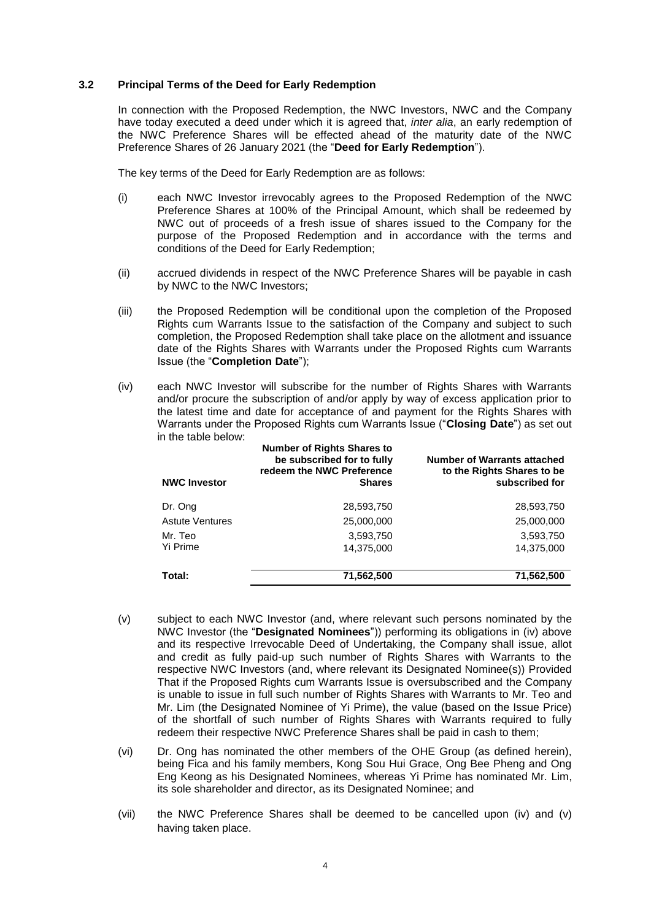### 3.2 Principal Terms of the Deed for Early Redemption

In connection with the Proposed Redemption, the NWC Investors, NWC and the Company have today executed a deed under which it is agreed that, *inter alia*, an early redemption of the NWC Preference Shares will be effected ahead of the maturity date of the NWC Preference Shares of 26 January 2021 (the "**Deed for Early Redemption**").

The key terms of the Deed for Early Redemption are as follows:

(i) each NWC Investor irrevocably agrees to the Proposed Redemption of the NWC Preference Shares at 100% of the Principal Amount, which shall be redeemed by NWC out of proceeds of a fresh issue of shares issued to the Company for the purpose of the Proposed Redemption and in accordance with the terms and conditions of the Deed for Early Redemption;

(ii) accrued dividends in respect of the NWC Preference Shares will be payable in cash by NWC to the NWC Investors;

(iii) the Proposed Redemption will be conditional upon the completion of the Proposed Rights cum Warrants Issue to the satisfaction of the Company and subject to such completion, the Proposed Redemption shall take place on the allotment and issuance date of the Rights Shares with Warrants under the Proposed Rights cum Warrants Issue (the "**Completion Date**");

(iv) each NWC Investor will subscribe for the number of Rights Shares with Warrants and/or procure the subscription of and/or apply by way of excess application prior to the latest time and date for acceptance of and payment for the Rights Shares with Warrants under the Proposed Rights cum Warrants Issue ("**Closing Date**") as set out in the table below:

| NWC Investor | Number of Rights Shares to be subscribed for to fully redeem the NWC Preference Shares | Number of Warrants attached to the Rights Shares to be subscribed for |
|---|---|---|
| Dr. Ong | 28,593,750 | 28,593,750 |
| Astute Ventures | 25,000,000 | 25,000,000 |
| Mr. Teo | 3,593,750 | 3,593,750 |
| Yi Prime | 14,375,000 | 14,375,000 |
| **Total:** | **71,562,500** | **71,562,500** |

(v) subject to each NWC Investor (and, where relevant such persons nominated by the NWC Investor (the "**Designated Nominees**")) performing its obligations in (iv) above and its respective Irrevocable Deed of Undertaking, the Company shall issue, allot and credit as fully paid-up such number of Rights Shares with Warrants to the respective NWC Investors (and, where relevant its Designated Nominee(s)) Provided That if the Proposed Rights cum Warrants Issue is oversubscribed and the Company is unable to issue in full such number of Rights Shares with Warrants to Mr. Teo and Mr. Lim (the Designated Nominee of Yi Prime), the value (based on the Issue Price) of the shortfall of such number of Rights Shares with Warrants required to fully redeem their respective NWC Preference Shares shall be paid in cash to them;

(vi) Dr. Ong has nominated the other members of the OHE Group (as defined herein), being Fica and his family members, Kong Sou Hui Grace, Ong Bee Pheng and Ong Eng Keong as his Designated Nominees, whereas Yi Prime has nominated Mr. Lim, its sole shareholder and director, as its Designated Nominee; and

(vii) the NWC Preference Shares shall be deemed to be cancelled upon (iv) and (v) having taken place.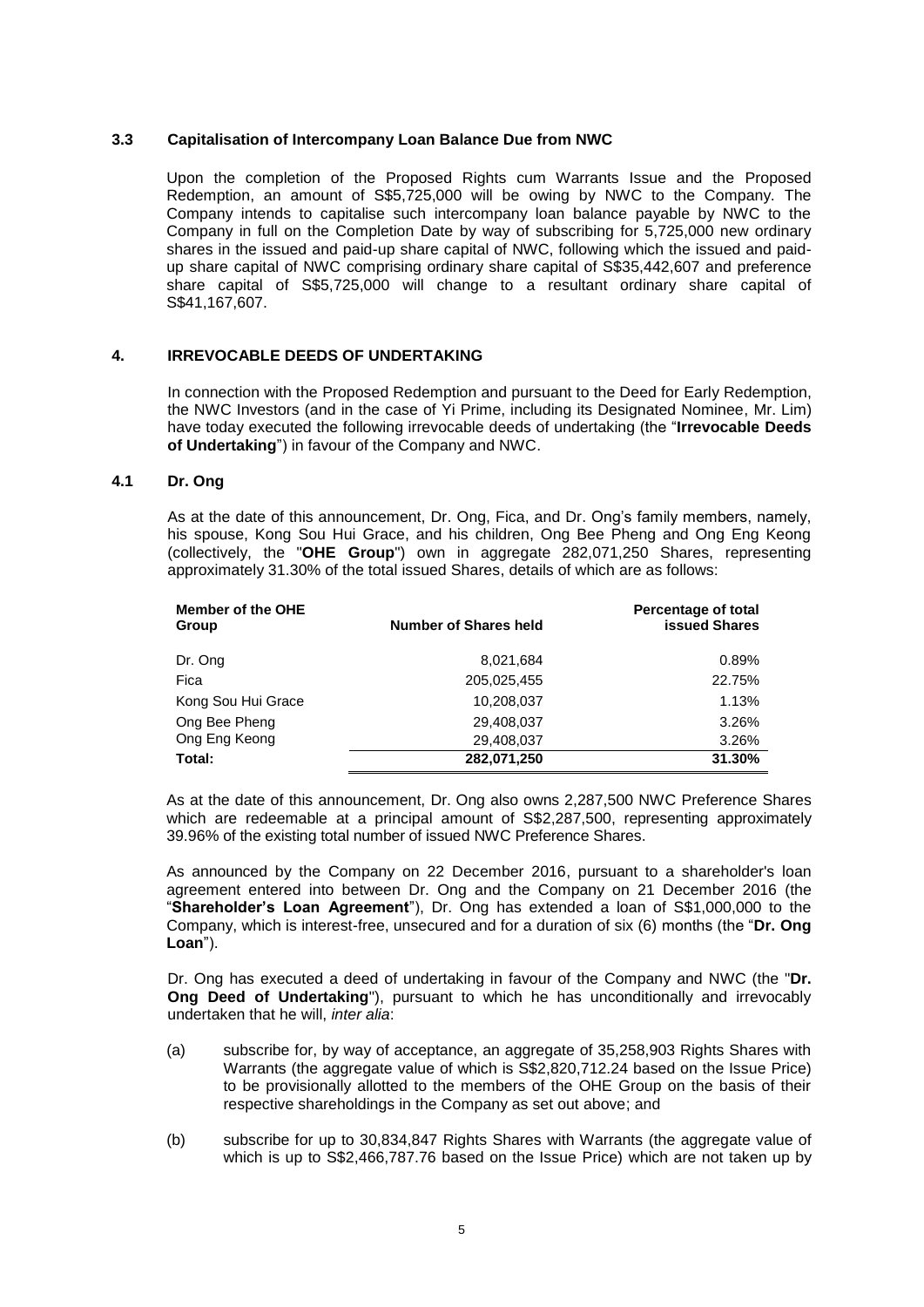### 3.3 Capitalisation of Intercompany Loan Balance Due from NWC

Upon the completion of the Proposed Rights cum Warrants Issue and the Proposed Redemption, an amount of S$5,725,000 will be owing by NWC to the Company. The Company intends to capitalise such intercompany loan balance payable by NWC to the Company in full on the Completion Date by way of subscribing for 5,725,000 new ordinary shares in the issued and paid-up share capital of NWC, following which the issued and paid-up share capital of NWC comprising ordinary share capital of S$35,442,607 and preference share capital of S$5,725,000 will change to a resultant ordinary share capital of S$41,167,607.

## 4. IRREVOCABLE DEEDS OF UNDERTAKING

In connection with the Proposed Redemption and pursuant to the Deed for Early Redemption, the NWC Investors (and in the case of Yi Prime, including its Designated Nominee, Mr. Lim) have today executed the following irrevocable deeds of undertaking (the "**Irrevocable Deeds of Undertaking**") in favour of the Company and NWC.

### 4.1 Dr. Ong

As at the date of this announcement, Dr. Ong, Fica, and Dr. Ong's family members, namely, his spouse, Kong Sou Hui Grace, and his children, Ong Bee Pheng and Ong Eng Keong (collectively, the "**OHE Group**") own in aggregate 282,071,250 Shares, representing approximately 31.30% of the total issued Shares, details of which are as follows:

| Member of the OHE Group | Number of Shares held | Percentage of total issued Shares |
|---|---|---|
| Dr. Ong | 8,021,684 | 0.89% |
| Fica | 205,025,455 | 22.75% |
| Kong Sou Hui Grace | 10,208,037 | 1.13% |
| Ong Bee Pheng | 29,408,037 | 3.26% |
| Ong Eng Keong | 29,408,037 | 3.26% |
| **Total:** | **282,071,250** | **31.30%** |

As at the date of this announcement, Dr. Ong also owns 2,287,500 NWC Preference Shares which are redeemable at a principal amount of S$2,287,500, representing approximately 39.96% of the existing total number of issued NWC Preference Shares.

As announced by the Company on 22 December 2016, pursuant to a shareholder's loan agreement entered into between Dr. Ong and the Company on 21 December 2016 (the "**Shareholder's Loan Agreement**"), Dr. Ong has extended a loan of S$1,000,000 to the Company, which is interest-free, unsecured and for a duration of six (6) months (the "**Dr. Ong Loan**").

Dr. Ong has executed a deed of undertaking in favour of the Company and NWC (the "**Dr. Ong Deed of Undertaking**"), pursuant to which he has unconditionally and irrevocably undertaken that he will, *inter alia*:

(a) subscribe for, by way of acceptance, an aggregate of 35,258,903 Rights Shares with Warrants (the aggregate value of which is S$2,820,712.24 based on the Issue Price) to be provisionally allotted to the members of the OHE Group on the basis of their respective shareholdings in the Company as set out above; and

(b) subscribe for up to 30,834,847 Rights Shares with Warrants (the aggregate value of which is up to S$2,466,787.76 based on the Issue Price) which are not taken up by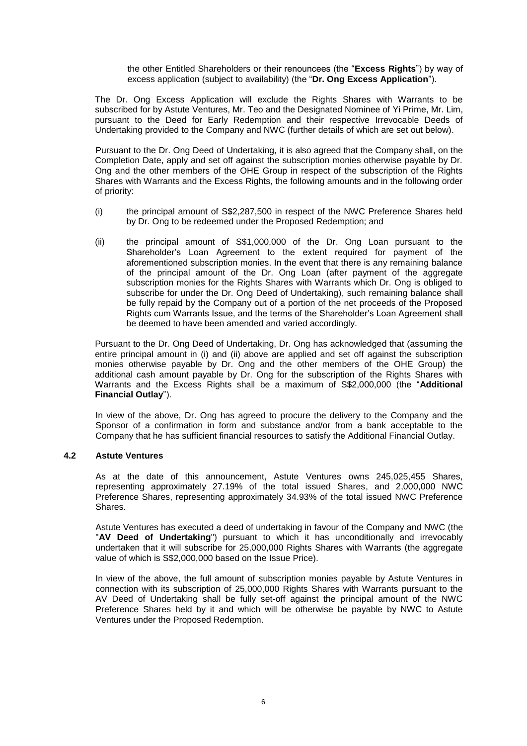the other Entitled Shareholders or their renouncees (the "**Excess Rights**") by way of excess application (subject to availability) (the "**Dr. Ong Excess Application**").

The Dr. Ong Excess Application will exclude the Rights Shares with Warrants to be subscribed for by Astute Ventures, Mr. Teo and the Designated Nominee of Yi Prime, Mr. Lim, pursuant to the Deed for Early Redemption and their respective Irrevocable Deeds of Undertaking provided to the Company and NWC (further details of which are set out below).

Pursuant to the Dr. Ong Deed of Undertaking, it is also agreed that the Company shall, on the Completion Date, apply and set off against the subscription monies otherwise payable by Dr. Ong and the other members of the OHE Group in respect of the subscription of the Rights Shares with Warrants and the Excess Rights, the following amounts and in the following order of priority:

(i) the principal amount of S$2,287,500 in respect of the NWC Preference Shares held by Dr. Ong to be redeemed under the Proposed Redemption; and

(ii) the principal amount of S$1,000,000 of the Dr. Ong Loan pursuant to the Shareholder's Loan Agreement to the extent required for payment of the aforementioned subscription monies. In the event that there is any remaining balance of the principal amount of the Dr. Ong Loan (after payment of the aggregate subscription monies for the Rights Shares with Warrants which Dr. Ong is obliged to subscribe for under the Dr. Ong Deed of Undertaking), such remaining balance shall be fully repaid by the Company out of a portion of the net proceeds of the Proposed Rights cum Warrants Issue, and the terms of the Shareholder's Loan Agreement shall be deemed to have been amended and varied accordingly.

Pursuant to the Dr. Ong Deed of Undertaking, Dr. Ong has acknowledged that (assuming the entire principal amount in (i) and (ii) above are applied and set off against the subscription monies otherwise payable by Dr. Ong and the other members of the OHE Group) the additional cash amount payable by Dr. Ong for the subscription of the Rights Shares with Warrants and the Excess Rights shall be a maximum of S$2,000,000 (the "**Additional Financial Outlay**").

In view of the above, Dr. Ong has agreed to procure the delivery to the Company and the Sponsor of a confirmation in form and substance and/or from a bank acceptable to the Company that he has sufficient financial resources to satisfy the Additional Financial Outlay.

### 4.2 Astute Ventures

As at the date of this announcement, Astute Ventures owns 245,025,455 Shares, representing approximately 27.19% of the total issued Shares, and 2,000,000 NWC Preference Shares, representing approximately 34.93% of the total issued NWC Preference Shares.

Astute Ventures has executed a deed of undertaking in favour of the Company and NWC (the "**AV Deed of Undertaking**") pursuant to which it has unconditionally and irrevocably undertaken that it will subscribe for 25,000,000 Rights Shares with Warrants (the aggregate value of which is S$2,000,000 based on the Issue Price).

In view of the above, the full amount of subscription monies payable by Astute Ventures in connection with its subscription of 25,000,000 Rights Shares with Warrants pursuant to the AV Deed of Undertaking shall be fully set-off against the principal amount of the NWC Preference Shares held by it and which will be otherwise be payable by NWC to Astute Ventures under the Proposed Redemption.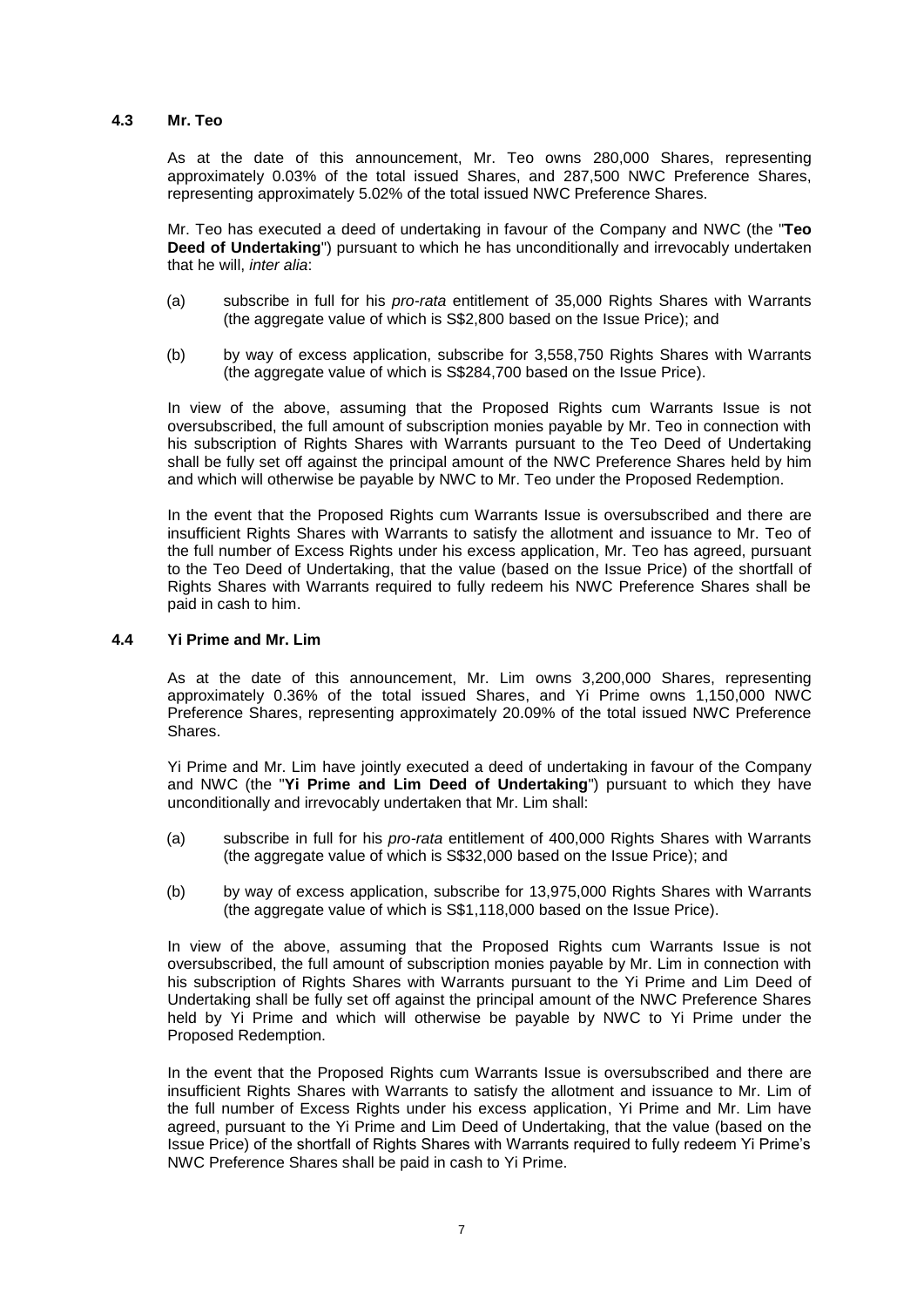### 4.3 Mr. Teo

As at the date of this announcement, Mr. Teo owns 280,000 Shares, representing approximately 0.03% of the total issued Shares, and 287,500 NWC Preference Shares, representing approximately 5.02% of the total issued NWC Preference Shares.

Mr. Teo has executed a deed of undertaking in favour of the Company and NWC (the "**Teo Deed of Undertaking**") pursuant to which he has unconditionally and irrevocably undertaken that he will, *inter alia*:

(a) subscribe in full for his *pro-rata* entitlement of 35,000 Rights Shares with Warrants (the aggregate value of which is S$2,800 based on the Issue Price); and

(b) by way of excess application, subscribe for 3,558,750 Rights Shares with Warrants (the aggregate value of which is S$284,700 based on the Issue Price).

In view of the above, assuming that the Proposed Rights cum Warrants Issue is not oversubscribed, the full amount of subscription monies payable by Mr. Teo in connection with his subscription of Rights Shares with Warrants pursuant to the Teo Deed of Undertaking shall be fully set off against the principal amount of the NWC Preference Shares held by him and which will otherwise be payable by NWC to Mr. Teo under the Proposed Redemption.

In the event that the Proposed Rights cum Warrants Issue is oversubscribed and there are insufficient Rights Shares with Warrants to satisfy the allotment and issuance to Mr. Teo of the full number of Excess Rights under his excess application, Mr. Teo has agreed, pursuant to the Teo Deed of Undertaking, that the value (based on the Issue Price) of the shortfall of Rights Shares with Warrants required to fully redeem his NWC Preference Shares shall be paid in cash to him.

### 4.4 Yi Prime and Mr. Lim

As at the date of this announcement, Mr. Lim owns 3,200,000 Shares, representing approximately 0.36% of the total issued Shares, and Yi Prime owns 1,150,000 NWC Preference Shares, representing approximately 20.09% of the total issued NWC Preference Shares.

Yi Prime and Mr. Lim have jointly executed a deed of undertaking in favour of the Company and NWC (the "**Yi Prime and Lim Deed of Undertaking**") pursuant to which they have unconditionally and irrevocably undertaken that Mr. Lim shall:

(a) subscribe in full for his *pro-rata* entitlement of 400,000 Rights Shares with Warrants (the aggregate value of which is S$32,000 based on the Issue Price); and

(b) by way of excess application, subscribe for 13,975,000 Rights Shares with Warrants (the aggregate value of which is S$1,118,000 based on the Issue Price).

In view of the above, assuming that the Proposed Rights cum Warrants Issue is not oversubscribed, the full amount of subscription monies payable by Mr. Lim in connection with his subscription of Rights Shares with Warrants pursuant to the Yi Prime and Lim Deed of Undertaking shall be fully set off against the principal amount of the NWC Preference Shares held by Yi Prime and which will otherwise be payable by NWC to Yi Prime under the Proposed Redemption.

In the event that the Proposed Rights cum Warrants Issue is oversubscribed and there are insufficient Rights Shares with Warrants to satisfy the allotment and issuance to Mr. Lim of the full number of Excess Rights under his excess application, Yi Prime and Mr. Lim have agreed, pursuant to the Yi Prime and Lim Deed of Undertaking, that the value (based on the Issue Price) of the shortfall of Rights Shares with Warrants required to fully redeem Yi Prime's NWC Preference Shares shall be paid in cash to Yi Prime.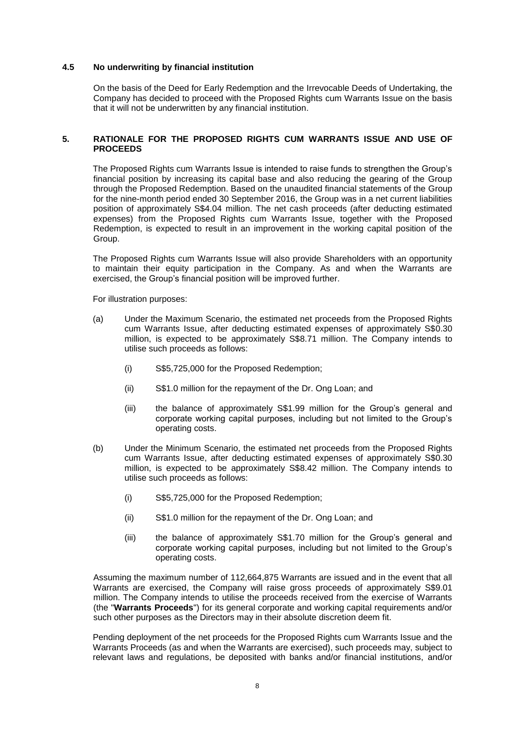### 4.5 No underwriting by financial institution

On the basis of the Deed for Early Redemption and the Irrevocable Deeds of Undertaking, the Company has decided to proceed with the Proposed Rights cum Warrants Issue on the basis that it will not be underwritten by any financial institution.

## 5. RATIONALE FOR THE PROPOSED RIGHTS CUM WARRANTS ISSUE AND USE OF PROCEEDS

The Proposed Rights cum Warrants Issue is intended to raise funds to strengthen the Group's financial position by increasing its capital base and also reducing the gearing of the Group through the Proposed Redemption. Based on the unaudited financial statements of the Group for the nine-month period ended 30 September 2016, the Group was in a net current liabilities position of approximately S$4.04 million. The net cash proceeds (after deducting estimated expenses) from the Proposed Rights cum Warrants Issue, together with the Proposed Redemption, is expected to result in an improvement in the working capital position of the Group.

The Proposed Rights cum Warrants Issue will also provide Shareholders with an opportunity to maintain their equity participation in the Company. As and when the Warrants are exercised, the Group's financial position will be improved further.

For illustration purposes:

(a) Under the Maximum Scenario, the estimated net proceeds from the Proposed Rights cum Warrants Issue, after deducting estimated expenses of approximately S$0.30 million, is expected to be approximately S$8.71 million. The Company intends to utilise such proceeds as follows:

  (i) S$5,725,000 for the Proposed Redemption;

  (ii) S$1.0 million for the repayment of the Dr. Ong Loan; and

  (iii) the balance of approximately S$1.99 million for the Group's general and corporate working capital purposes, including but not limited to the Group's operating costs.

(b) Under the Minimum Scenario, the estimated net proceeds from the Proposed Rights cum Warrants Issue, after deducting estimated expenses of approximately S$0.30 million, is expected to be approximately S$8.42 million. The Company intends to utilise such proceeds as follows:

  (i) S$5,725,000 for the Proposed Redemption;

  (ii) S$1.0 million for the repayment of the Dr. Ong Loan; and

  (iii) the balance of approximately S$1.70 million for the Group's general and corporate working capital purposes, including but not limited to the Group's operating costs.

Assuming the maximum number of 112,664,875 Warrants are issued and in the event that all Warrants are exercised, the Company will raise gross proceeds of approximately S$9.01 million. The Company intends to utilise the proceeds received from the exercise of Warrants (the "**Warrants Proceeds**") for its general corporate and working capital requirements and/or such other purposes as the Directors may in their absolute discretion deem fit.

Pending deployment of the net proceeds for the Proposed Rights cum Warrants Issue and the Warrants Proceeds (as and when the Warrants are exercised), such proceeds may, subject to relevant laws and regulations, be deposited with banks and/or financial institutions, and/or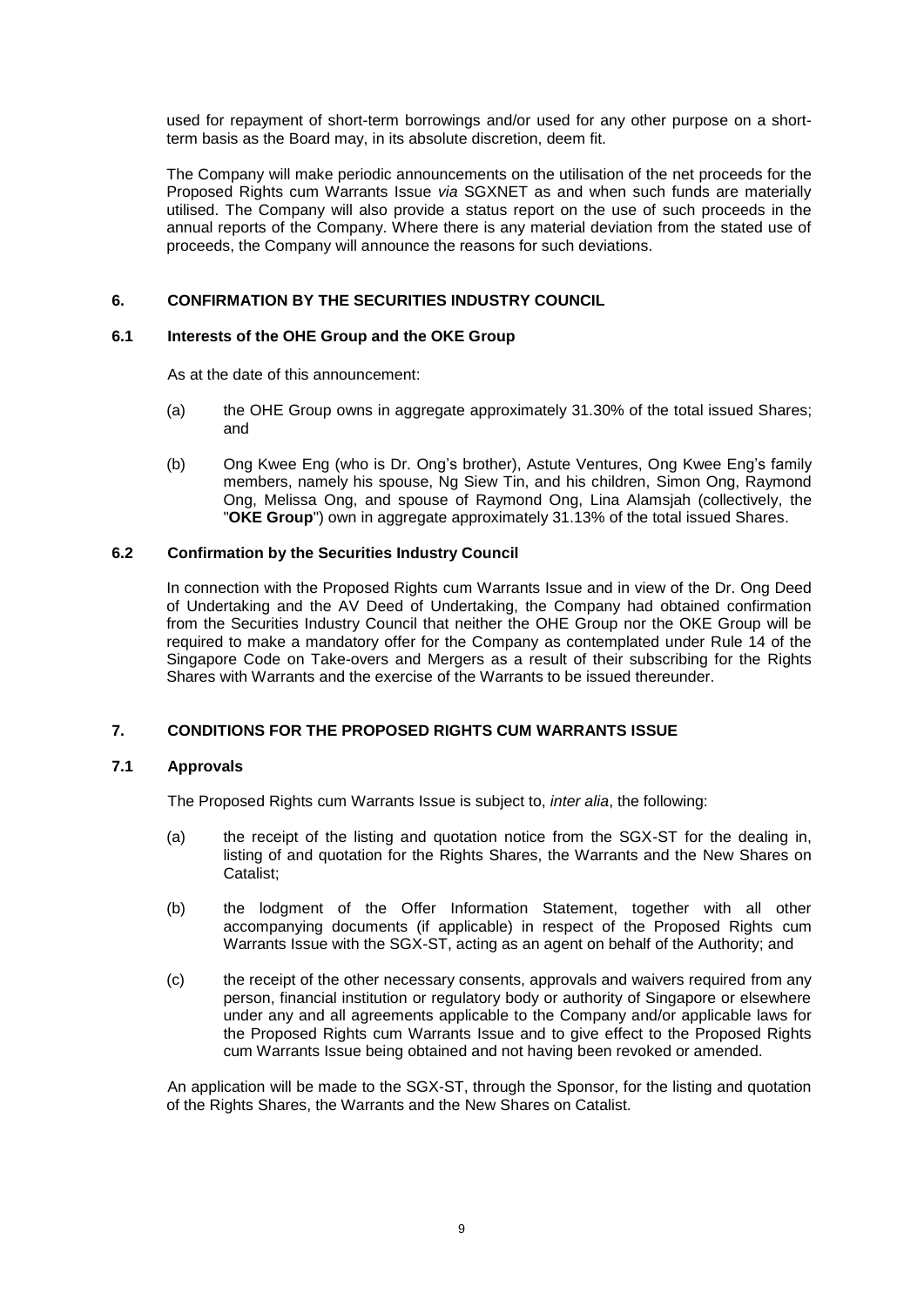used for repayment of short-term borrowings and/or used for any other purpose on a short-term basis as the Board may, in its absolute discretion, deem fit.

The Company will make periodic announcements on the utilisation of the net proceeds for the Proposed Rights cum Warrants Issue *via* SGXNET as and when such funds are materially utilised. The Company will also provide a status report on the use of such proceeds in the annual reports of the Company. Where there is any material deviation from the stated use of proceeds, the Company will announce the reasons for such deviations.

## 6. CONFIRMATION BY THE SECURITIES INDUSTRY COUNCIL

### 6.1 Interests of the OHE Group and the OKE Group

As at the date of this announcement:

(a) the OHE Group owns in aggregate approximately 31.30% of the total issued Shares; and

(b) Ong Kwee Eng (who is Dr. Ong's brother), Astute Ventures, Ong Kwee Eng's family members, namely his spouse, Ng Siew Tin, and his children, Simon Ong, Raymond Ong, Melissa Ong, and spouse of Raymond Ong, Lina Alamsjah (collectively, the "**OKE Group**") own in aggregate approximately 31.13% of the total issued Shares.

### 6.2 Confirmation by the Securities Industry Council

In connection with the Proposed Rights cum Warrants Issue and in view of the Dr. Ong Deed of Undertaking and the AV Deed of Undertaking, the Company had obtained confirmation from the Securities Industry Council that neither the OHE Group nor the OKE Group will be required to make a mandatory offer for the Company as contemplated under Rule 14 of the Singapore Code on Take-overs and Mergers as a result of their subscribing for the Rights Shares with Warrants and the exercise of the Warrants to be issued thereunder.

## 7. CONDITIONS FOR THE PROPOSED RIGHTS CUM WARRANTS ISSUE

### 7.1 Approvals

The Proposed Rights cum Warrants Issue is subject to, *inter alia*, the following:

(a) the receipt of the listing and quotation notice from the SGX-ST for the dealing in, listing of and quotation for the Rights Shares, the Warrants and the New Shares on Catalist;

(b) the lodgment of the Offer Information Statement, together with all other accompanying documents (if applicable) in respect of the Proposed Rights cum Warrants Issue with the SGX-ST, acting as an agent on behalf of the Authority; and

(c) the receipt of the other necessary consents, approvals and waivers required from any person, financial institution or regulatory body or authority of Singapore or elsewhere under any and all agreements applicable to the Company and/or applicable laws for the Proposed Rights cum Warrants Issue and to give effect to the Proposed Rights cum Warrants Issue being obtained and not having been revoked or amended.

An application will be made to the SGX-ST, through the Sponsor, for the listing and quotation of the Rights Shares, the Warrants and the New Shares on Catalist.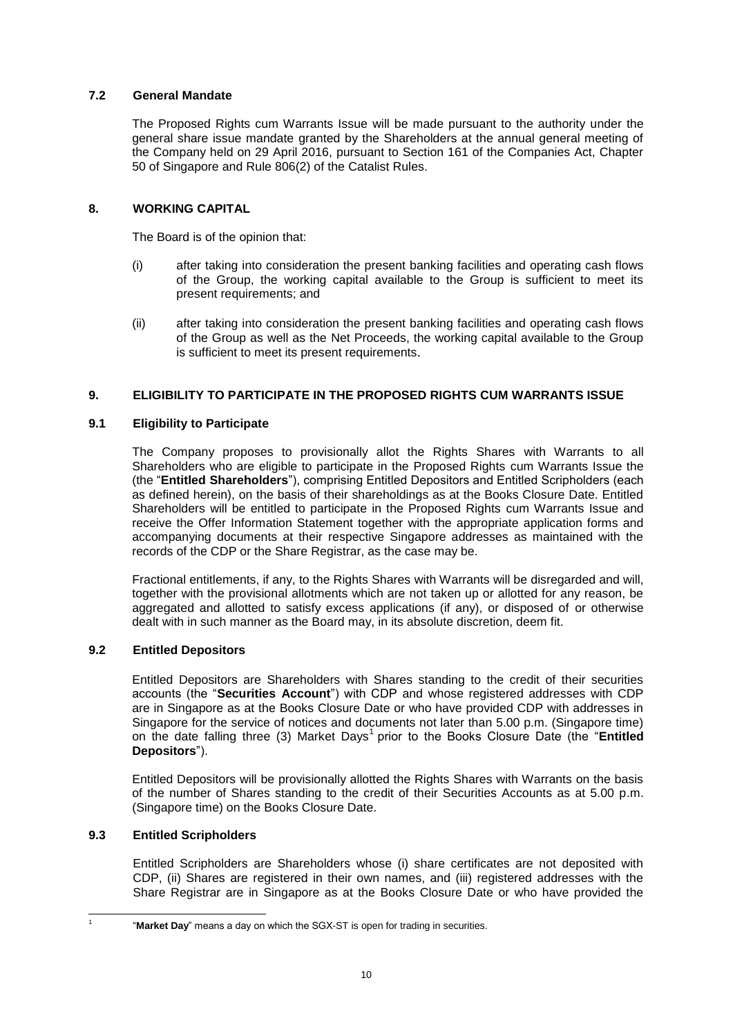### 7.2 General Mandate

The Proposed Rights cum Warrants Issue will be made pursuant to the authority under the general share issue mandate granted by the Shareholders at the annual general meeting of the Company held on 29 April 2016, pursuant to Section 161 of the Companies Act, Chapter 50 of Singapore and Rule 806(2) of the Catalist Rules.

## 8. WORKING CAPITAL

The Board is of the opinion that:

(i) after taking into consideration the present banking facilities and operating cash flows of the Group, the working capital available to the Group is sufficient to meet its present requirements; and

(ii) after taking into consideration the present banking facilities and operating cash flows of the Group as well as the Net Proceeds, the working capital available to the Group is sufficient to meet its present requirements.

## 9. ELIGIBILITY TO PARTICIPATE IN THE PROPOSED RIGHTS CUM WARRANTS ISSUE

### 9.1 Eligibility to Participate

The Company proposes to provisionally allot the Rights Shares with Warrants to all Shareholders who are eligible to participate in the Proposed Rights cum Warrants Issue the (the "**Entitled Shareholders**"), comprising Entitled Depositors and Entitled Scripholders (each as defined herein), on the basis of their shareholdings as at the Books Closure Date. Entitled Shareholders will be entitled to participate in the Proposed Rights cum Warrants Issue and receive the Offer Information Statement together with the appropriate application forms and accompanying documents at their respective Singapore addresses as maintained with the records of the CDP or the Share Registrar, as the case may be.

Fractional entitlements, if any, to the Rights Shares with Warrants will be disregarded and will, together with the provisional allotments which are not taken up or allotted for any reason, be aggregated and allotted to satisfy excess applications (if any), or disposed of or otherwise dealt with in such manner as the Board may, in its absolute discretion, deem fit.

### 9.2 Entitled Depositors

Entitled Depositors are Shareholders with Shares standing to the credit of their securities accounts (the "**Securities Account**") with CDP and whose registered addresses with CDP are in Singapore as at the Books Closure Date or who have provided CDP with addresses in Singapore for the service of notices and documents not later than 5.00 p.m. (Singapore time) on the date falling three (3) Market Days[1] prior to the Books Closure Date (the "**Entitled Depositors**").

Entitled Depositors will be provisionally allotted the Rights Shares with Warrants on the basis of the number of Shares standing to the credit of their Securities Accounts as at 5.00 p.m. (Singapore time) on the Books Closure Date.

### 9.3 Entitled Scripholders

Entitled Scripholders are Shareholders whose (i) share certificates are not deposited with CDP, (ii) Shares are registered in their own names, and (iii) registered addresses with the Share Registrar are in Singapore as at the Books Closure Date or who have provided the

---

[1] "**Market Day**" means a day on which the SGX-ST is open for trading in securities.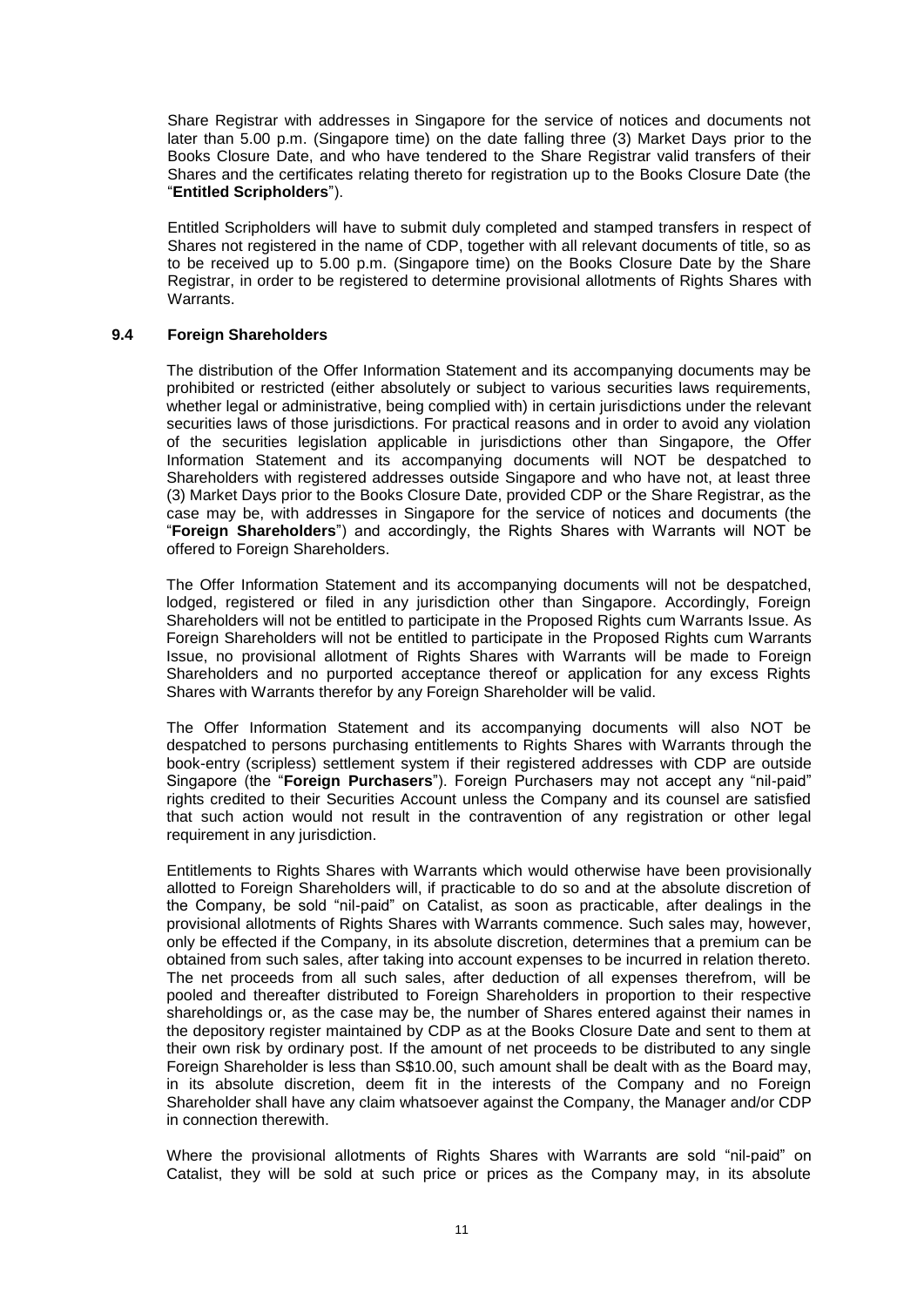Share Registrar with addresses in Singapore for the service of notices and documents not later than 5.00 p.m. (Singapore time) on the date falling three (3) Market Days prior to the Books Closure Date, and who have tendered to the Share Registrar valid transfers of their Shares and the certificates relating thereto for registration up to the Books Closure Date (the "**Entitled Scripholders**").

Entitled Scripholders will have to submit duly completed and stamped transfers in respect of Shares not registered in the name of CDP, together with all relevant documents of title, so as to be received up to 5.00 p.m. (Singapore time) on the Books Closure Date by the Share Registrar, in order to be registered to determine provisional allotments of Rights Shares with Warrants.

### 9.4 Foreign Shareholders

The distribution of the Offer Information Statement and its accompanying documents may be prohibited or restricted (either absolutely or subject to various securities laws requirements, whether legal or administrative, being complied with) in certain jurisdictions under the relevant securities laws of those jurisdictions. For practical reasons and in order to avoid any violation of the securities legislation applicable in jurisdictions other than Singapore, the Offer Information Statement and its accompanying documents will NOT be despatched to Shareholders with registered addresses outside Singapore and who have not, at least three (3) Market Days prior to the Books Closure Date, provided CDP or the Share Registrar, as the case may be, with addresses in Singapore for the service of notices and documents (the "**Foreign Shareholders**") and accordingly, the Rights Shares with Warrants will NOT be offered to Foreign Shareholders.

The Offer Information Statement and its accompanying documents will not be despatched, lodged, registered or filed in any jurisdiction other than Singapore. Accordingly, Foreign Shareholders will not be entitled to participate in the Proposed Rights cum Warrants Issue. As Foreign Shareholders will not be entitled to participate in the Proposed Rights cum Warrants Issue, no provisional allotment of Rights Shares with Warrants will be made to Foreign Shareholders and no purported acceptance thereof or application for any excess Rights Shares with Warrants therefor by any Foreign Shareholder will be valid.

The Offer Information Statement and its accompanying documents will also NOT be despatched to persons purchasing entitlements to Rights Shares with Warrants through the book-entry (scripless) settlement system if their registered addresses with CDP are outside Singapore (the "**Foreign Purchasers**"). Foreign Purchasers may not accept any "nil-paid" rights credited to their Securities Account unless the Company and its counsel are satisfied that such action would not result in the contravention of any registration or other legal requirement in any jurisdiction.

Entitlements to Rights Shares with Warrants which would otherwise have been provisionally allotted to Foreign Shareholders will, if practicable to do so and at the absolute discretion of the Company, be sold "nil-paid" on Catalist, as soon as practicable, after dealings in the provisional allotments of Rights Shares with Warrants commence. Such sales may, however, only be effected if the Company, in its absolute discretion, determines that a premium can be obtained from such sales, after taking into account expenses to be incurred in relation thereto. The net proceeds from all such sales, after deduction of all expenses therefrom, will be pooled and thereafter distributed to Foreign Shareholders in proportion to their respective shareholdings or, as the case may be, the number of Shares entered against their names in the depository register maintained by CDP as at the Books Closure Date and sent to them at their own risk by ordinary post. If the amount of net proceeds to be distributed to any single Foreign Shareholder is less than S$10.00, such amount shall be dealt with as the Board may, in its absolute discretion, deem fit in the interests of the Company and no Foreign Shareholder shall have any claim whatsoever against the Company, the Manager and/or CDP in connection therewith.

Where the provisional allotments of Rights Shares with Warrants are sold "nil-paid" on Catalist, they will be sold at such price or prices as the Company may, in its absolute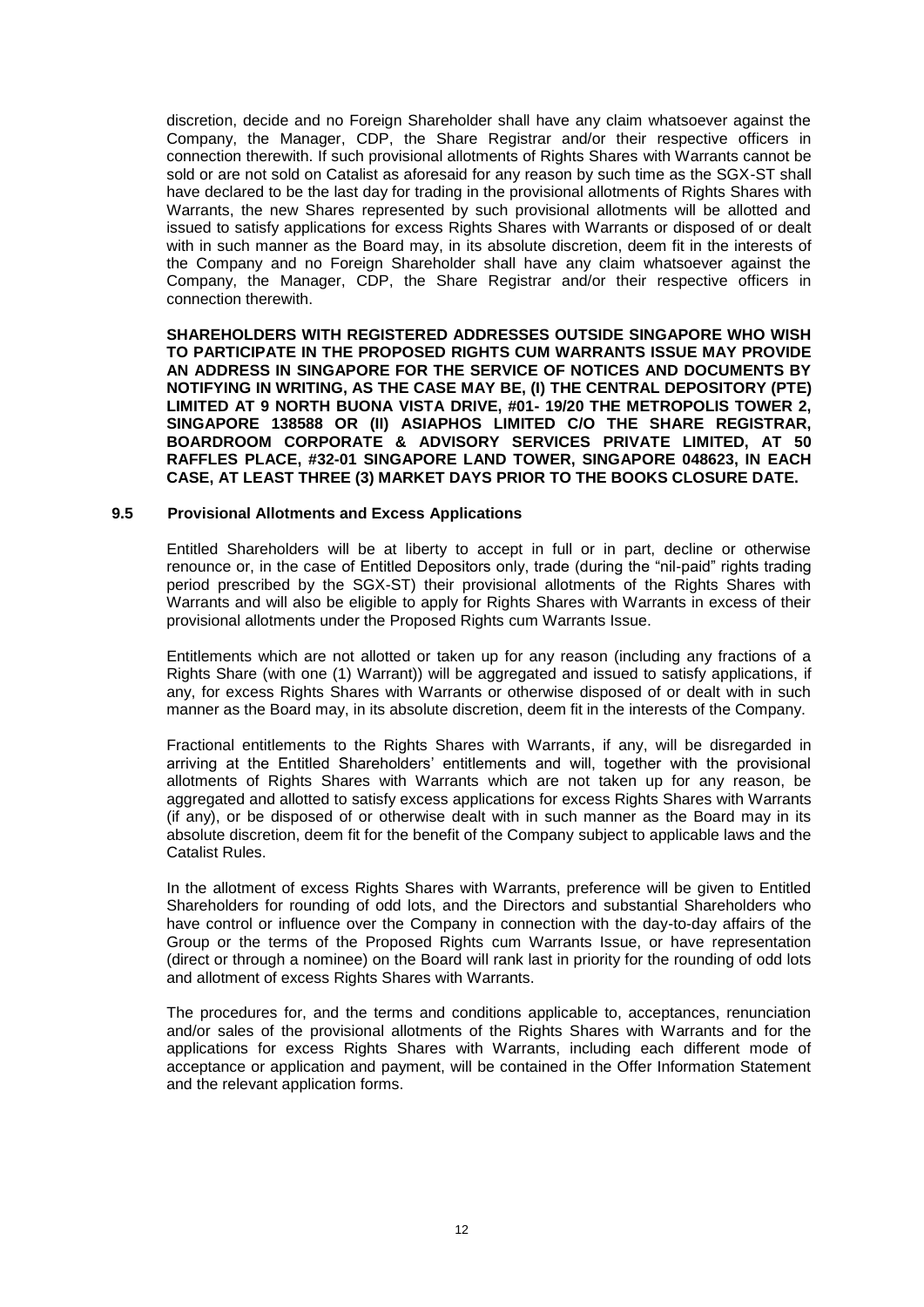discretion, decide and no Foreign Shareholder shall have any claim whatsoever against the Company, the Manager, CDP, the Share Registrar and/or their respective officers in connection therewith. If such provisional allotments of Rights Shares with Warrants cannot be sold or are not sold on Catalist as aforesaid for any reason by such time as the SGX-ST shall have declared to be the last day for trading in the provisional allotments of Rights Shares with Warrants, the new Shares represented by such provisional allotments will be allotted and issued to satisfy applications for excess Rights Shares with Warrants or disposed of or dealt with in such manner as the Board may, in its absolute discretion, deem fit in the interests of the Company and no Foreign Shareholder shall have any claim whatsoever against the Company, the Manager, CDP, the Share Registrar and/or their respective officers in connection therewith.

**SHAREHOLDERS WITH REGISTERED ADDRESSES OUTSIDE SINGAPORE WHO WISH TO PARTICIPATE IN THE PROPOSED RIGHTS CUM WARRANTS ISSUE MAY PROVIDE AN ADDRESS IN SINGAPORE FOR THE SERVICE OF NOTICES AND DOCUMENTS BY NOTIFYING IN WRITING, AS THE CASE MAY BE, (I) THE CENTRAL DEPOSITORY (PTE) LIMITED AT 9 NORTH BUONA VISTA DRIVE, #01- 19/20 THE METROPOLIS TOWER 2, SINGAPORE 138588 OR (II) ASIAPHOS LIMITED C/O THE SHARE REGISTRAR, BOARDROOM CORPORATE & ADVISORY SERVICES PRIVATE LIMITED, AT 50 RAFFLES PLACE, #32-01 SINGAPORE LAND TOWER, SINGAPORE 048623, IN EACH CASE, AT LEAST THREE (3) MARKET DAYS PRIOR TO THE BOOKS CLOSURE DATE.**

### 9.5 Provisional Allotments and Excess Applications

Entitled Shareholders will be at liberty to accept in full or in part, decline or otherwise renounce or, in the case of Entitled Depositors only, trade (during the "nil-paid" rights trading period prescribed by the SGX-ST) their provisional allotments of the Rights Shares with Warrants and will also be eligible to apply for Rights Shares with Warrants in excess of their provisional allotments under the Proposed Rights cum Warrants Issue.

Entitlements which are not allotted or taken up for any reason (including any fractions of a Rights Share (with one (1) Warrant)) will be aggregated and issued to satisfy applications, if any, for excess Rights Shares with Warrants or otherwise disposed of or dealt with in such manner as the Board may, in its absolute discretion, deem fit in the interests of the Company.

Fractional entitlements to the Rights Shares with Warrants, if any, will be disregarded in arriving at the Entitled Shareholders' entitlements and will, together with the provisional allotments of Rights Shares with Warrants which are not taken up for any reason, be aggregated and allotted to satisfy excess applications for excess Rights Shares with Warrants (if any), or be disposed of or otherwise dealt with in such manner as the Board may in its absolute discretion, deem fit for the benefit of the Company subject to applicable laws and the Catalist Rules.

In the allotment of excess Rights Shares with Warrants, preference will be given to Entitled Shareholders for rounding of odd lots, and the Directors and substantial Shareholders who have control or influence over the Company in connection with the day-to-day affairs of the Group or the terms of the Proposed Rights cum Warrants Issue, or have representation (direct or through a nominee) on the Board will rank last in priority for the rounding of odd lots and allotment of excess Rights Shares with Warrants.

The procedures for, and the terms and conditions applicable to, acceptances, renunciation and/or sales of the provisional allotments of the Rights Shares with Warrants and for the applications for excess Rights Shares with Warrants, including each different mode of acceptance or application and payment, will be contained in the Offer Information Statement and the relevant application forms.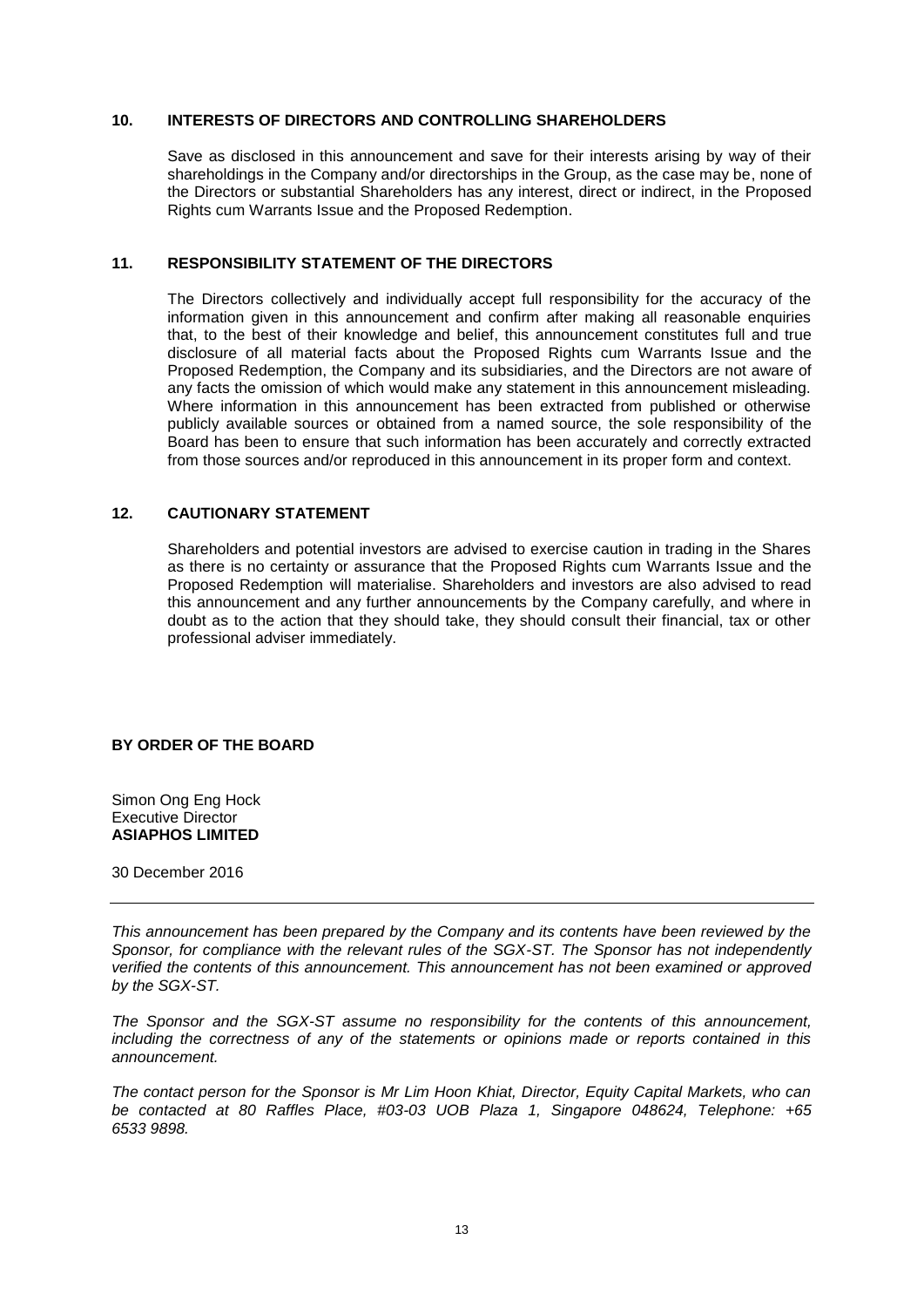## 10. INTERESTS OF DIRECTORS AND CONTROLLING SHAREHOLDERS

Save as disclosed in this announcement and save for their interests arising by way of their shareholdings in the Company and/or directorships in the Group, as the case may be, none of the Directors or substantial Shareholders has any interest, direct or indirect, in the Proposed Rights cum Warrants Issue and the Proposed Redemption.

## 11. RESPONSIBILITY STATEMENT OF THE DIRECTORS

The Directors collectively and individually accept full responsibility for the accuracy of the information given in this announcement and confirm after making all reasonable enquiries that, to the best of their knowledge and belief, this announcement constitutes full and true disclosure of all material facts about the Proposed Rights cum Warrants Issue and the Proposed Redemption, the Company and its subsidiaries, and the Directors are not aware of any facts the omission of which would make any statement in this announcement misleading. Where information in this announcement has been extracted from published or otherwise publicly available sources or obtained from a named source, the sole responsibility of the Board has been to ensure that such information has been accurately and correctly extracted from those sources and/or reproduced in this announcement in its proper form and context.

## 12. CAUTIONARY STATEMENT

Shareholders and potential investors are advised to exercise caution in trading in the Shares as there is no certainty or assurance that the Proposed Rights cum Warrants Issue and the Proposed Redemption will materialise. Shareholders and investors are also advised to read this announcement and any further announcements by the Company carefully, and where in doubt as to the action that they should take, they should consult their financial, tax or other professional adviser immediately.

**BY ORDER OF THE BOARD**

Simon Ong Eng Hock
Executive Director
**ASIAPHOS LIMITED**

30 December 2016

---

*This announcement has been prepared by the Company and its contents have been reviewed by the Sponsor, for compliance with the relevant rules of the SGX-ST. The Sponsor has not independently verified the contents of this announcement. This announcement has not been examined or approved by the SGX-ST.*

*The Sponsor and the SGX-ST assume no responsibility for the contents of this announcement, including the correctness of any of the statements or opinions made or reports contained in this announcement.*

*The contact person for the Sponsor is Mr Lim Hoon Khiat, Director, Equity Capital Markets, who can be contacted at 80 Raffles Place, #03-03 UOB Plaza 1, Singapore 048624, Telephone: +65 6533 9898.*